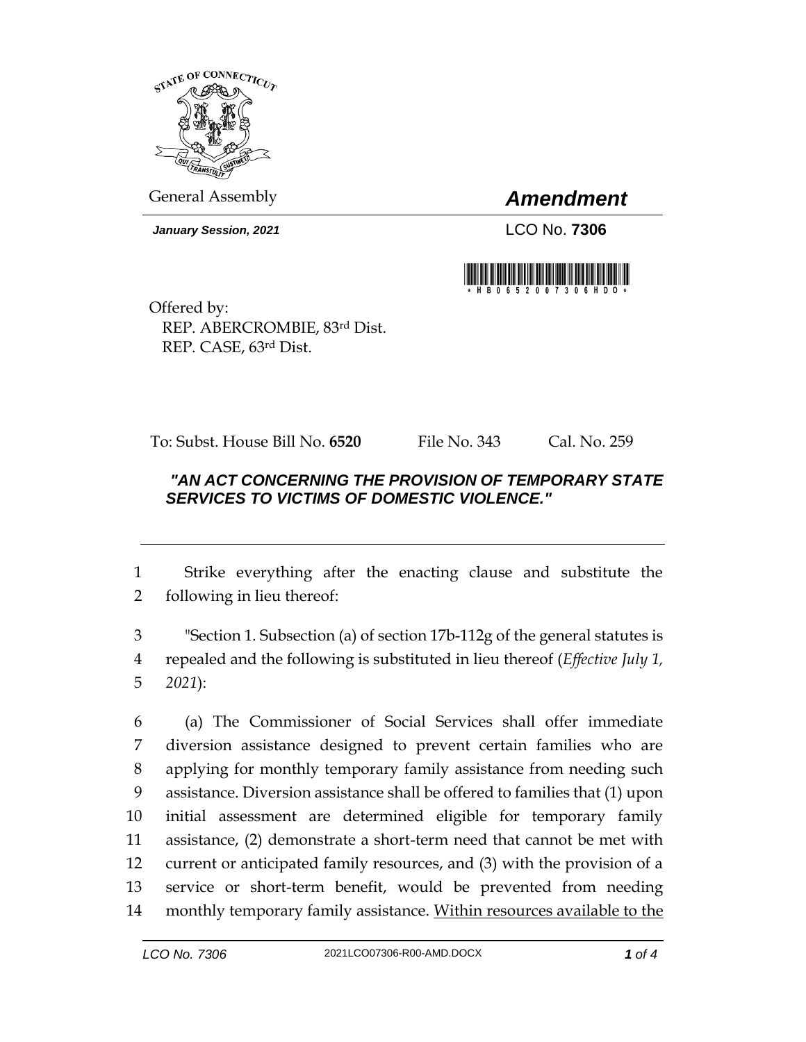General Assembly

# *Amendment*

***January Session, 2021***

LCO No. **7306**

Offered by:
REP. ABERCROMBIE, 83rd Dist.
REP. CASE, 63rd Dist.

To: Subst. House Bill No. **6520** File No. 343 Cal. No. 259

***"AN ACT CONCERNING THE PROVISION OF TEMPORARY STATE SERVICES TO VICTIMS OF DOMESTIC VIOLENCE."***

---

1 Strike everything after the enacting clause and substitute the
2 following in lieu thereof:

3 "Section 1. Subsection (a) of section 17b-112g of the general statutes is
4 repealed and the following is substituted in lieu thereof (*Effective July 1,*
5 *2021*):

6 (a) The Commissioner of Social Services shall offer immediate
7 diversion assistance designed to prevent certain families who are
8 applying for monthly temporary family assistance from needing such
9 assistance. Diversion assistance shall be offered to families that (1) upon
10 initial assessment are determined eligible for temporary family
11 assistance, (2) demonstrate a short-term need that cannot be met with
12 current or anticipated family resources, and (3) with the provision of a
13 service or short-term benefit, would be prevented from needing
14 monthly temporary family assistance. <u>Within resources available to the</u>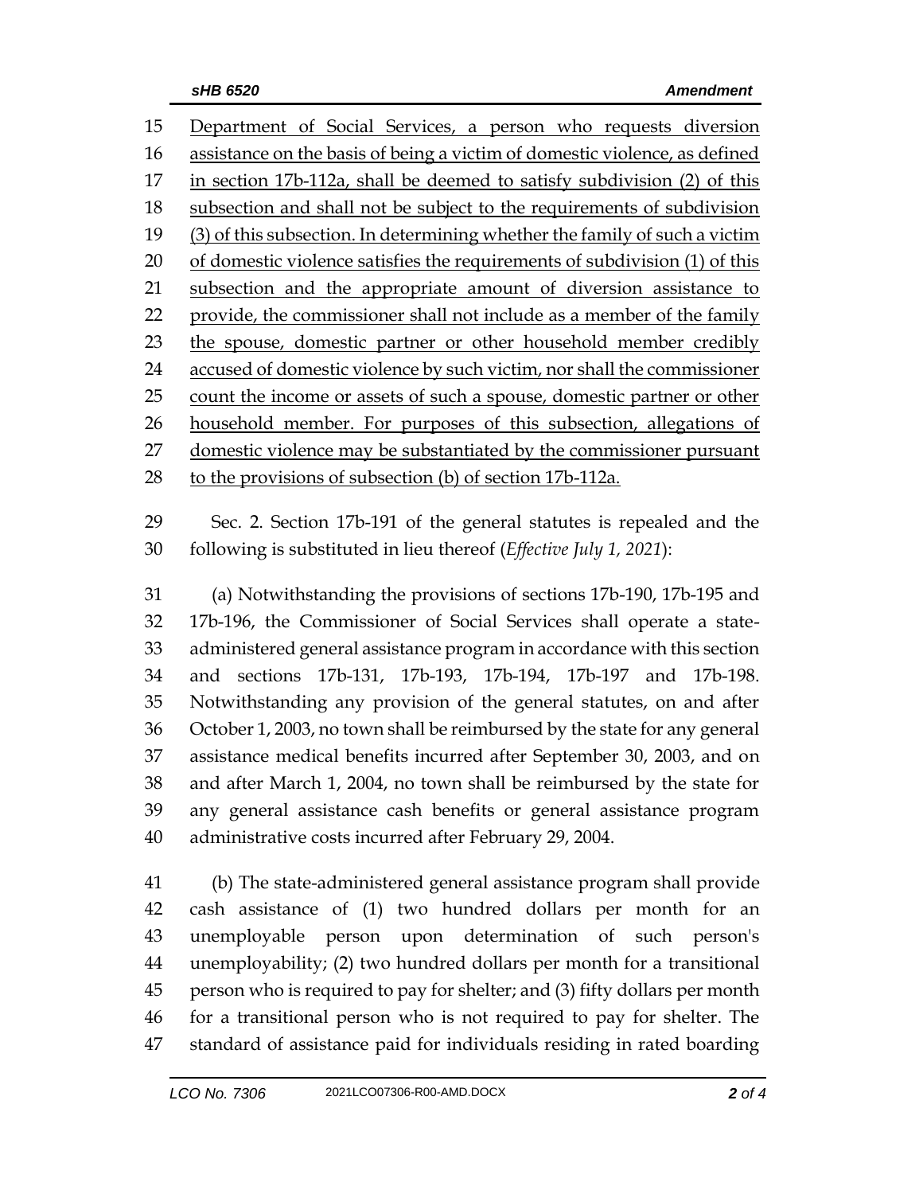Department of Social Services, a person who requests diversion assistance on the basis of being a victim of domestic violence, as defined in section 17b-112a, shall be deemed to satisfy subdivision (2) of this subsection and shall not be subject to the requirements of subdivision (3) of this subsection. In determining whether the family of such a victim of domestic violence satisfies the requirements of subdivision (1) of this subsection and the appropriate amount of diversion assistance to provide, the commissioner shall not include as a member of the family the spouse, domestic partner or other household member credibly accused of domestic violence by such victim, nor shall the commissioner count the income or assets of such a spouse, domestic partner or other household member. For purposes of this subsection, allegations of domestic violence may be substantiated by the commissioner pursuant to the provisions of subsection (b) of section 17b-112a.

Sec. 2. Section 17b-191 of the general statutes is repealed and the following is substituted in lieu thereof (*Effective July 1, 2021*):

(a) Notwithstanding the provisions of sections 17b-190, 17b-195 and 17b-196, the Commissioner of Social Services shall operate a state-administered general assistance program in accordance with this section and sections 17b-131, 17b-193, 17b-194, 17b-197 and 17b-198. Notwithstanding any provision of the general statutes, on and after October 1, 2003, no town shall be reimbursed by the state for any general assistance medical benefits incurred after September 30, 2003, and on and after March 1, 2004, no town shall be reimbursed by the state for any general assistance cash benefits or general assistance program administrative costs incurred after February 29, 2004.

(b) The state-administered general assistance program shall provide cash assistance of (1) two hundred dollars per month for an unemployable person upon determination of such person's unemployability; (2) two hundred dollars per month for a transitional person who is required to pay for shelter; and (3) fifty dollars per month for a transitional person who is not required to pay for shelter. The standard of assistance paid for individuals residing in rated boarding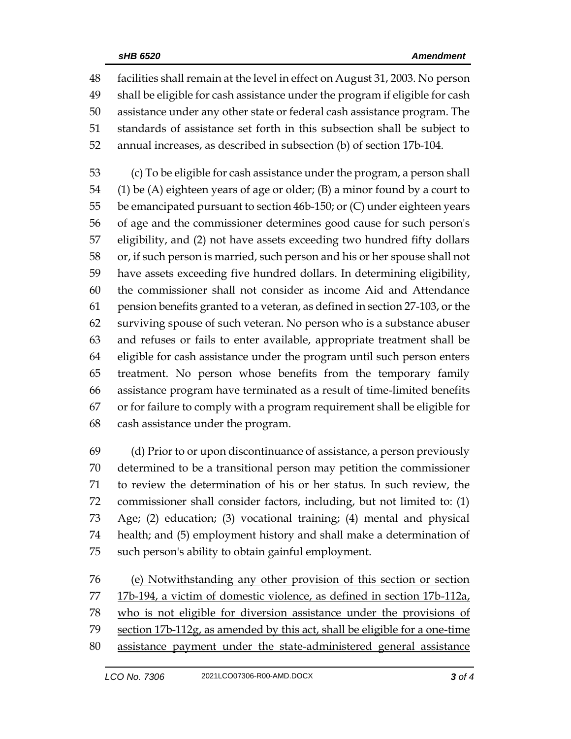facilities shall remain at the level in effect on August 31, 2003. No person shall be eligible for cash assistance under the program if eligible for cash assistance under any other state or federal cash assistance program. The standards of assistance set forth in this subsection shall be subject to annual increases, as described in subsection (b) of section 17b-104.

(c) To be eligible for cash assistance under the program, a person shall (1) be (A) eighteen years of age or older; (B) a minor found by a court to be emancipated pursuant to section 46b-150; or (C) under eighteen years of age and the commissioner determines good cause for such person's eligibility, and (2) not have assets exceeding two hundred fifty dollars or, if such person is married, such person and his or her spouse shall not have assets exceeding five hundred dollars. In determining eligibility, the commissioner shall not consider as income Aid and Attendance pension benefits granted to a veteran, as defined in section 27-103, or the surviving spouse of such veteran. No person who is a substance abuser and refuses or fails to enter available, appropriate treatment shall be eligible for cash assistance under the program until such person enters treatment. No person whose benefits from the temporary family assistance program have terminated as a result of time-limited benefits or for failure to comply with a program requirement shall be eligible for cash assistance under the program.

(d) Prior to or upon discontinuance of assistance, a person previously determined to be a transitional person may petition the commissioner to review the determination of his or her status. In such review, the commissioner shall consider factors, including, but not limited to: (1) Age; (2) education; (3) vocational training; (4) mental and physical health; and (5) employment history and shall make a determination of such person's ability to obtain gainful employment.

<u>(e) Notwithstanding any other provision of this section or section 17b-194, a victim of domestic violence, as defined in section 17b-112a, who is not eligible for diversion assistance under the provisions of section 17b-112g, as amended by this act, shall be eligible for a one-time assistance payment under the state-administered general assistance</u>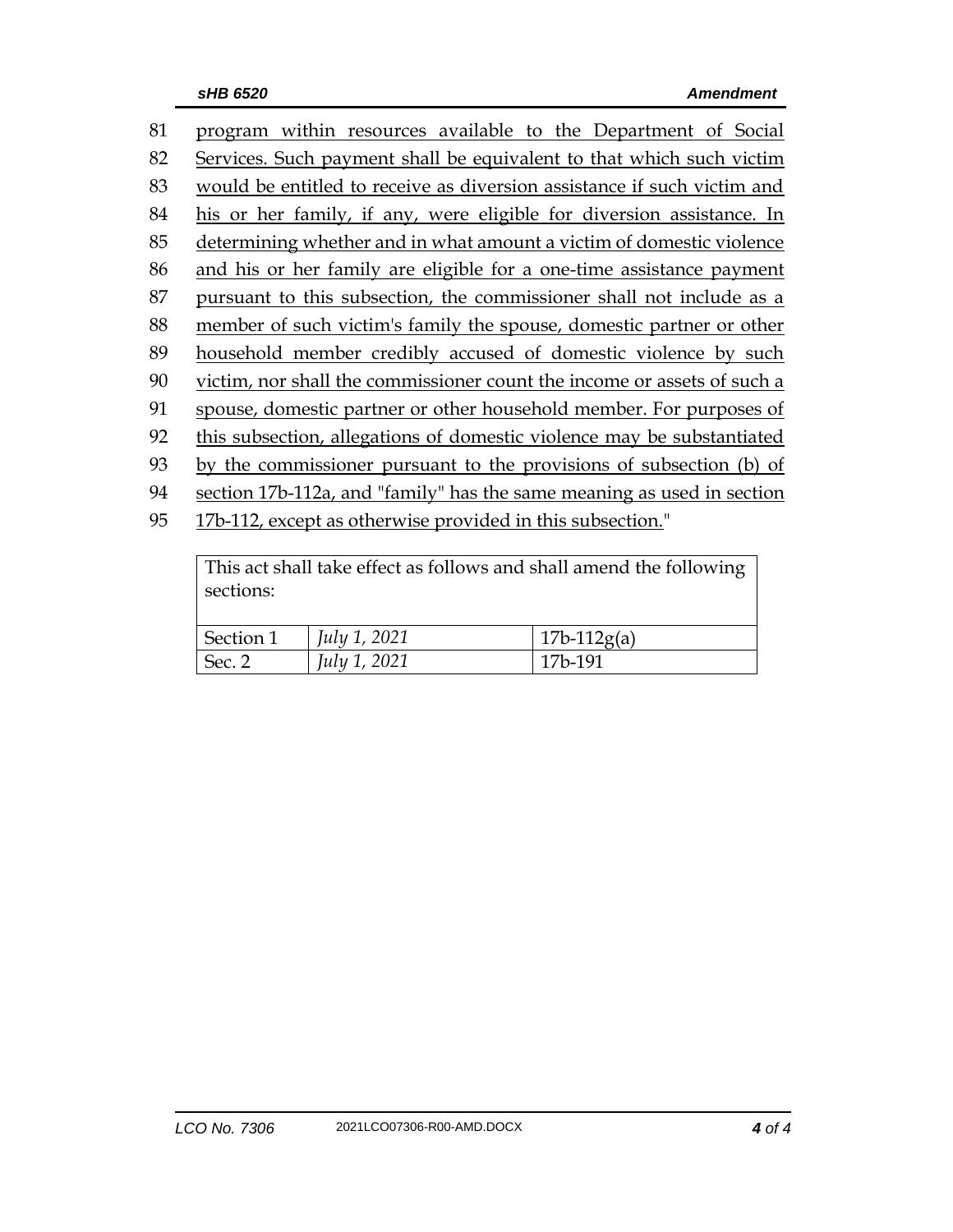81 program within resources available to the Department of Social
82 Services. Such payment shall be equivalent to that which such victim
83 would be entitled to receive as diversion assistance if such victim and
84 his or her family, if any, were eligible for diversion assistance. In
85 determining whether and in what amount a victim of domestic violence
86 and his or her family are eligible for a one-time assistance payment
87 pursuant to this subsection, the commissioner shall not include as a
88 member of such victim's family the spouse, domestic partner or other
89 household member credibly accused of domestic violence by such
90 victim, nor shall the commissioner count the income or assets of such a
91 spouse, domestic partner or other household member. For purposes of
92 this subsection, allegations of domestic violence may be substantiated
93 by the commissioner pursuant to the provisions of subsection (b) of
94 section 17b-112a, and "family" has the same meaning as used in section
95 17b-112, except as otherwise provided in this subsection."

This act shall take effect as follows and shall amend the following sections:

| | | |
|---|---|---|
| Section 1 | *July 1, 2021* | 17b-112g(a) |
| Sec. 2 | *July 1, 2021* | 17b-191 |